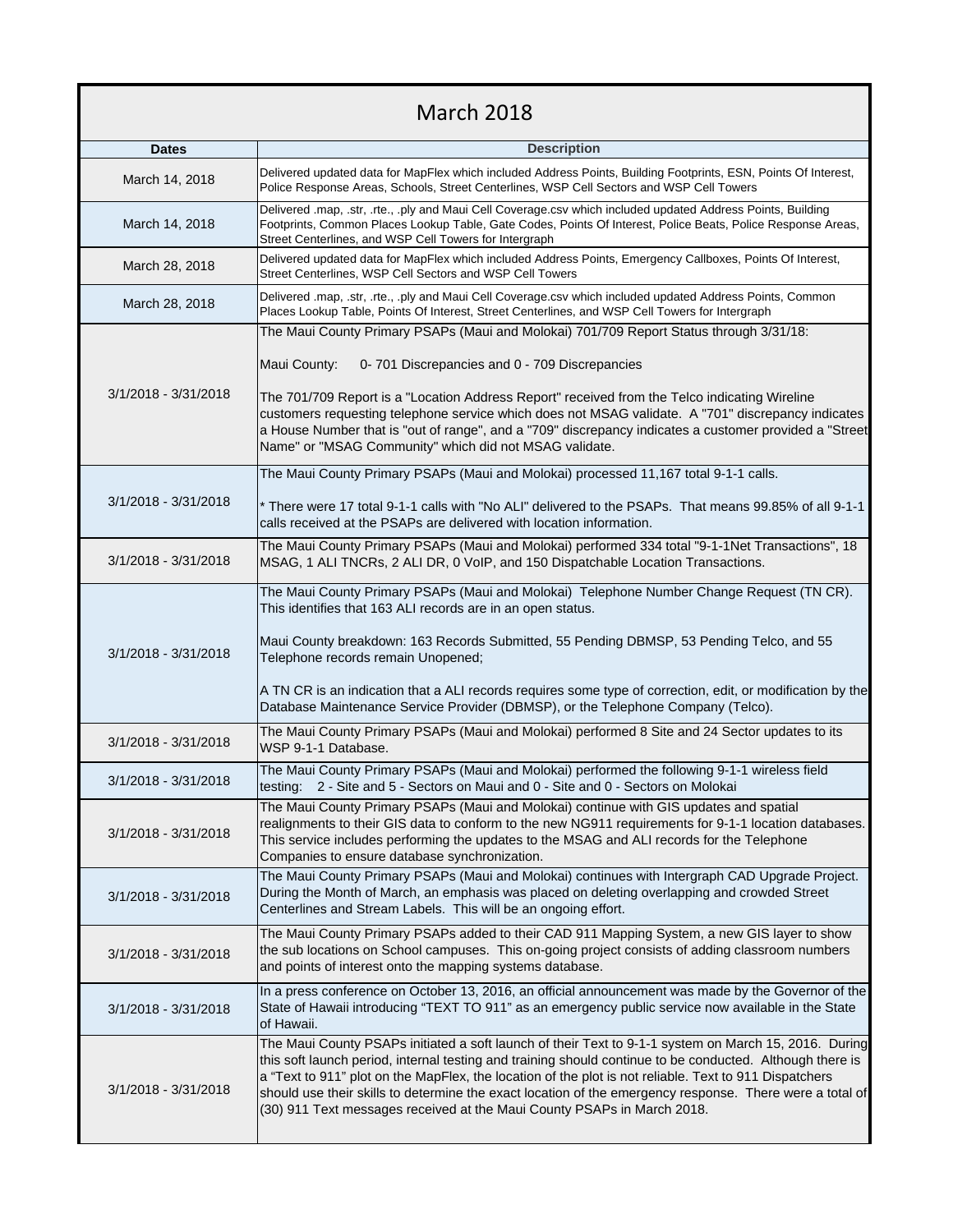## March 2018

| Dates | Description |
|---|---|
| March 14, 2018 | Delivered updated data for MapFlex which included Address Points, Building Footprints, ESN, Points Of Interest, Police Response Areas, Schools, Street Centerlines, WSP Cell Sectors and WSP Cell Towers |
| March 14, 2018 | Delivered .map, .str, .rte., .ply and Maui Cell Coverage.csv which included updated Address Points, Building Footprints, Common Places Lookup Table, Gate Codes, Points Of Interest, Police Beats, Police Response Areas, Street Centerlines, and WSP Cell Towers for Intergraph |
| March 28, 2018 | Delivered updated data for MapFlex which included Address Points, Emergency Callboxes, Points Of Interest, Street Centerlines, WSP Cell Sectors and WSP Cell Towers |
| March 28, 2018 | Delivered .map, .str, .rte., .ply and Maui Cell Coverage.csv which included updated Address Points, Common Places Lookup Table, Points Of Interest, Street Centerlines, and WSP Cell Towers for Intergraph |
| 3/1/2018 - 3/31/2018 | The Maui County Primary PSAPs (Maui and Molokai) 701/709 Report Status through 3/31/18:<br><br>Maui County: 0- 701 Discrepancies and 0 - 709 Discrepancies<br><br>The 701/709 Report is a "Location Address Report" received from the Telco indicating Wireline customers requesting telephone service which does not MSAG validate. A "701" discrepancy indicates a House Number that is "out of range", and a "709" discrepancy indicates a customer provided a "Street Name" or "MSAG Community" which did not MSAG validate. |
| 3/1/2018 - 3/31/2018 | The Maui County Primary PSAPs (Maui and Molokai) processed 11,167 total 9-1-1 calls.<br><br>* There were 17 total 9-1-1 calls with "No ALI" delivered to the PSAPs. That means 99.85% of all 9-1-1 calls received at the PSAPs are delivered with location information. |
| 3/1/2018 - 3/31/2018 | The Maui County Primary PSAPs (Maui and Molokai) performed 334 total "9-1-1Net Transactions", 18 MSAG, 1 ALI TNCRs, 2 ALI DR, 0 VoIP, and 150 Dispatchable Location Transactions. |
| 3/1/2018 - 3/31/2018 | The Maui County Primary PSAPs (Maui and Molokai) Telephone Number Change Request (TN CR). This identifies that 163 ALI records are in an open status.<br><br>Maui County breakdown: 163 Records Submitted, 55 Pending DBMSP, 53 Pending Telco, and 55 Telephone records remain Unopened;<br><br>A TN CR is an indication that a ALI records requires some type of correction, edit, or modification by the Database Maintenance Service Provider (DBMSP), or the Telephone Company (Telco). |
| 3/1/2018 - 3/31/2018 | The Maui County Primary PSAPs (Maui and Molokai) performed 8 Site and 24 Sector updates to its WSP 9-1-1 Database. |
| 3/1/2018 - 3/31/2018 | The Maui County Primary PSAPs (Maui and Molokai) performed the following 9-1-1 wireless field testing: 2 - Site and 5 - Sectors on Maui and 0 - Site and 0 - Sectors on Molokai |
| 3/1/2018 - 3/31/2018 | The Maui County Primary PSAPs (Maui and Molokai) continue with GIS updates and spatial realignments to their GIS data to conform to the new NG911 requirements for 9-1-1 location databases. This service includes performing the updates to the MSAG and ALI records for the Telephone Companies to ensure database synchronization. |
| 3/1/2018 - 3/31/2018 | The Maui County Primary PSAPs (Maui and Molokai) continues with Intergraph CAD Upgrade Project. During the Month of March, an emphasis was placed on deleting overlapping and crowded Street Centerlines and Stream Labels. This will be an ongoing effort. |
| 3/1/2018 - 3/31/2018 | The Maui County Primary PSAPs added to their CAD 911 Mapping System, a new GIS layer to show the sub locations on School campuses. This on-going project consists of adding classroom numbers and points of interest onto the mapping systems database. |
| 3/1/2018 - 3/31/2018 | In a press conference on October 13, 2016, an official announcement was made by the Governor of the State of Hawaii introducing "TEXT TO 911" as an emergency public service now available in the State of Hawaii. |
| 3/1/2018 - 3/31/2018 | The Maui County PSAPs initiated a soft launch of their Text to 9-1-1 system on March 15, 2016. During this soft launch period, internal testing and training should continue to be conducted. Although there is a "Text to 911" plot on the MapFlex, the location of the plot is not reliable. Text to 911 Dispatchers should use their skills to determine the exact location of the emergency response. There were a total of (30) 911 Text messages received at the Maui County PSAPs in March 2018. |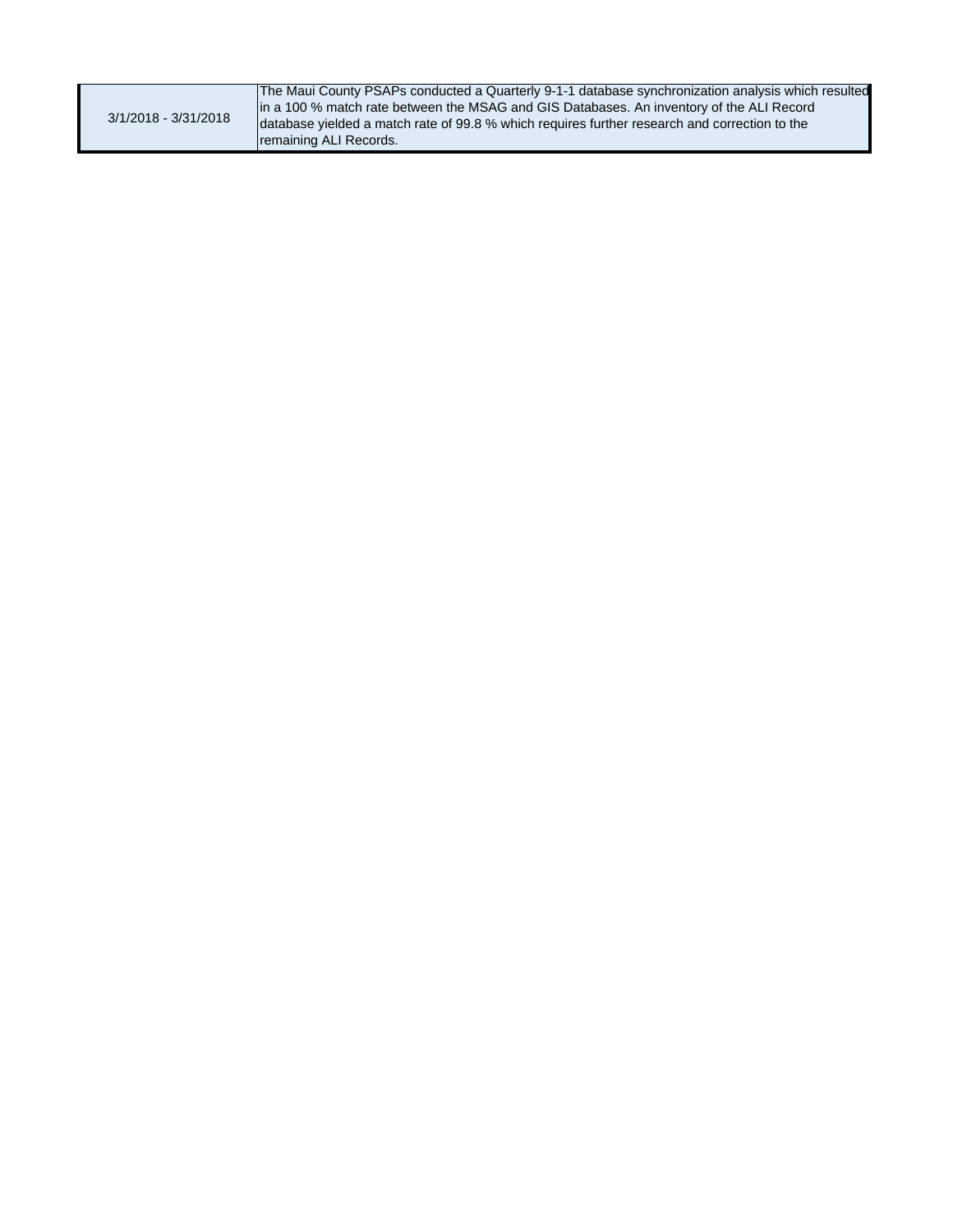| | |
|---|---|
| 3/1/2018 - 3/31/2018 | The Maui County PSAPs conducted a Quarterly 9-1-1 database synchronization analysis which resulted in a 100 % match rate between the MSAG and GIS Databases. An inventory of the ALI Record database yielded a match rate of 99.8 % which requires further research and correction to the remaining ALI Records. |